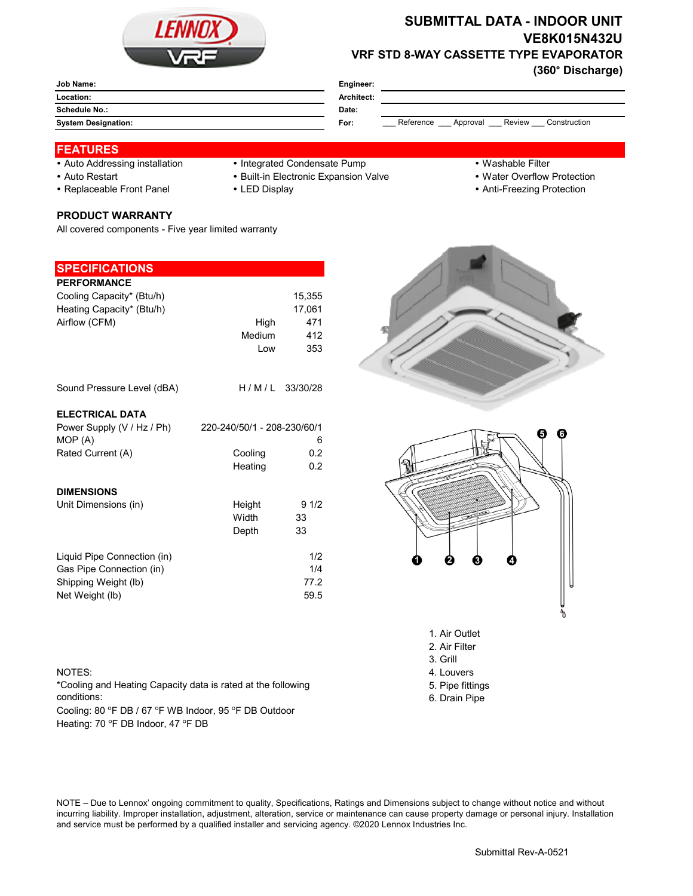# SUBMITTAL DATA - INDOOR UNIT
## VE8K015N432U
### VRF STD 8-WAY CASSETTE TYPE EVAPORATOR
### (360° Discharge)

| | | | |
|---|---|---|---|
| **Job Name:** | | **Engineer:** | |
| **Location:** | | **Architect:** | |
| **Schedule No.:** | | **Date:** | |
| **System Designation:** | | **For:** | ___ Reference ___ Approval ___ Review ___ Construction |

## FEATURES

- Auto Addressing installation
- Auto Restart
- Replaceable Front Panel
- Integrated Condensate Pump
- Built-in Electronic Expansion Valve
- LED Display
- Washable Filter
- Water Overflow Protection
- Anti-Freezing Protection

### PRODUCT WARRANTY

All covered components - Five year limited warranty

## SPECIFICATIONS

### PERFORMANCE

| | | |
|---|---|---|
| Cooling Capacity* (Btu/h) | | 15,355 |
| Heating Capacity* (Btu/h) | | 17,061 |
| Airflow (CFM) | High | 471 |
| | Medium | 412 |
| | Low | 353 |
| Sound Pressure Level (dBA) | H / M / L | 33/30/28 |

### ELECTRICAL DATA

| | | |
|---|---|---|
| Power Supply (V / Hz / Ph) | | 220-240/50/1 - 208-230/60/1 |
| MOP (A) | | 6 |
| Rated Current (A) | Cooling | 0.2 |
| | Heating | 0.2 |

### DIMENSIONS

| | | |
|---|---|---|
| Unit Dimensions (in) | Height | 9 1/2 |
| | Width | 33 |
| | Depth | 33 |
| Liquid Pipe Connection (in) | | 1/2 |
| Gas Pipe Connection (in) | | 1/4 |
| Shipping Weight (lb) | | 77.2 |
| Net Weight (lb) | | 59.5 |

1. Air Outlet
2. Air Filter
3. Grill
4. Louvers
5. Pipe fittings
6. Drain Pipe

NOTES:
*Cooling and Heating Capacity data is rated at the following conditions:
Cooling: 80 °F DB / 67 °F WB Indoor, 95 °F DB Outdoor
Heating: 70 °F DB Indoor, 47 °F DB

NOTE – Due to Lennox' ongoing commitment to quality, Specifications, Ratings and Dimensions subject to change without notice and without incurring liability. Improper installation, adjustment, alteration, service or maintenance can cause property damage or personal injury. Installation and service must be performed by a qualified installer and servicing agency. ©2020 Lennox Industries Inc.

Submittal Rev-A-0521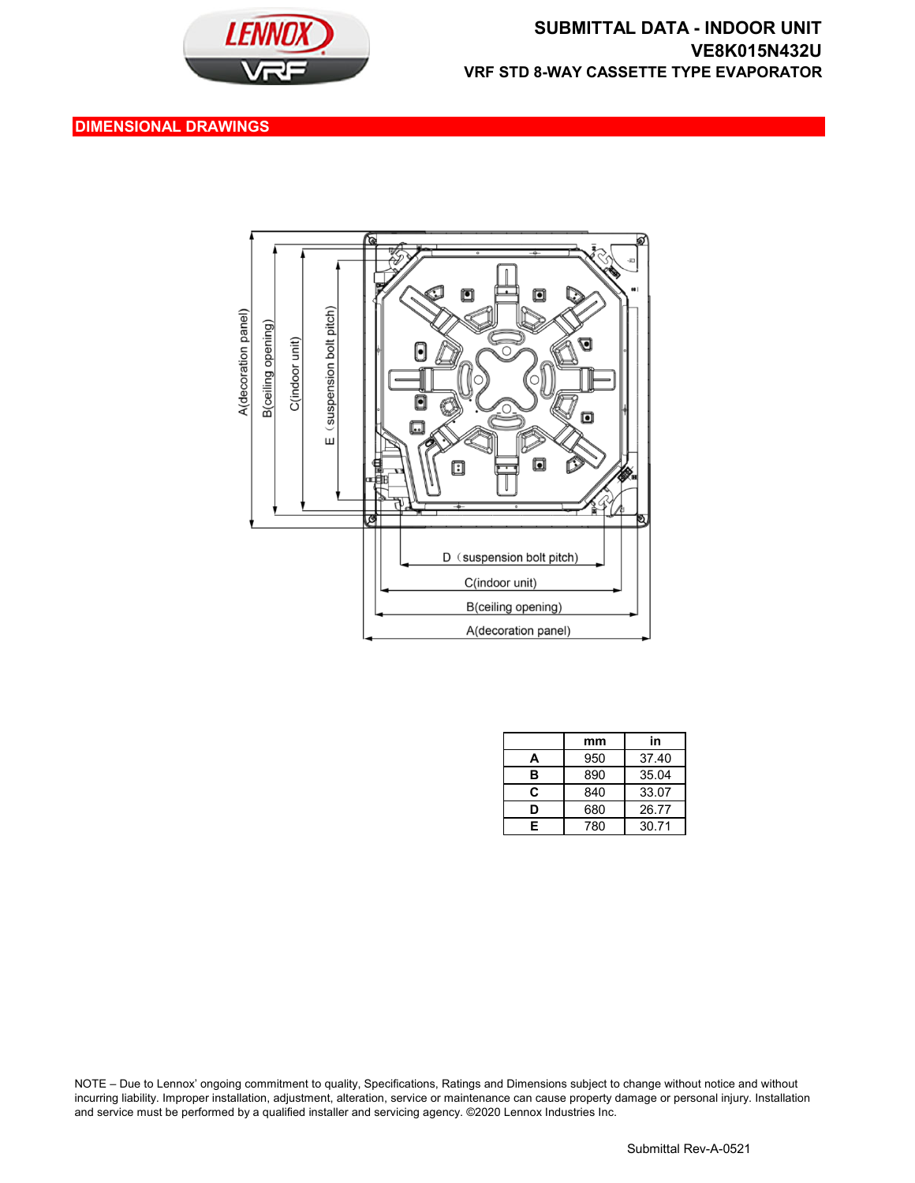# SUBMITTAL DATA - INDOOR UNIT

## VE8K015N432U

### VRF STD 8-WAY CASSETTE TYPE EVAPORATOR

## DIMENSIONAL DRAWINGS

A(decoration panel)
B(ceiling opening)
C(indoor unit)
E（suspension bolt pitch)
D（suspension bolt pitch)
C(indoor unit)
B(ceiling opening)
A(decoration panel)

| | mm | in |
|---|---|---|
| **A** | 950 | 37.40 |
| **B** | 890 | 35.04 |
| **C** | 840 | 33.07 |
| **D** | 680 | 26.77 |
| **E** | 780 | 30.71 |

NOTE – Due to Lennox' ongoing commitment to quality, Specifications, Ratings and Dimensions subject to change without notice and without incurring liability. Improper installation, adjustment, alteration, service or maintenance can cause property damage or personal injury. Installation and service must be performed by a qualified installer and servicing agency. ©2020 Lennox Industries Inc.

Submittal Rev-A-0521